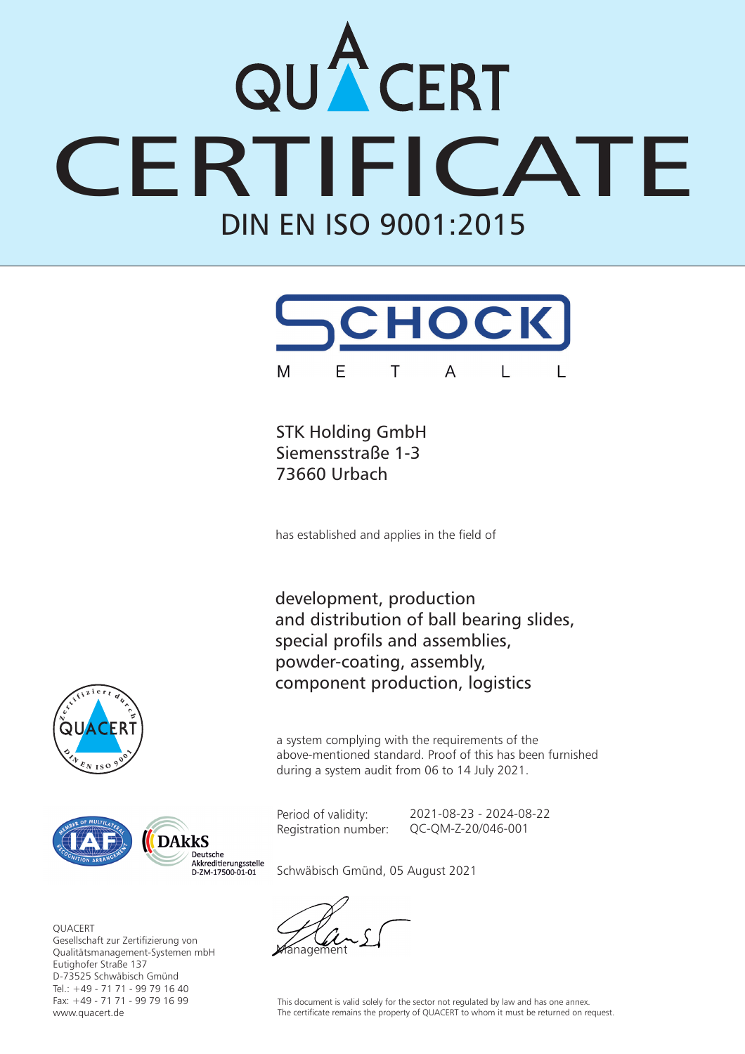# QUACERT

# CERTIFICATE

## DIN EN ISO 9001:2015

SCHOCK
M E T A L L

STK Holding GmbH
Siemensstraße 1-3
73660 Urbach

has established and applies in the field of

development, production
and distribution of ball bearing slides,
special profils and assemblies,
powder-coating, assembly,
component production, logistics

a system complying with the requirements of the above-mentioned standard. Proof of this has been furnished during a system audit from 06 to 14 July 2021.

Period of validity: 2021-08-23 - 2024-08-22
Registration number: QC-QM-Z-20/046-001

Schwäbisch Gmünd, 05 August 2021

Management

zertifiziert durch QUACERT DIN EN ISO 9001

IAF Member of Multilateral Recognition Arrangement

DAkkS Deutsche Akkreditierungsstelle D-ZM-17500-01-01

QUACERT
Gesellschaft zur Zertifizierung von
Qualitätsmanagement-Systemen mbH
Eutighofer Straße 137
D-73525 Schwäbisch Gmünd
Tel.: +49 - 71 71 - 99 79 16 40
Fax: +49 - 71 71 - 99 79 16 99
www.quacert.de

This document is valid solely for the sector not regulated by law and has one annex.
The certificate remains the property of QUACERT to whom it must be returned on request.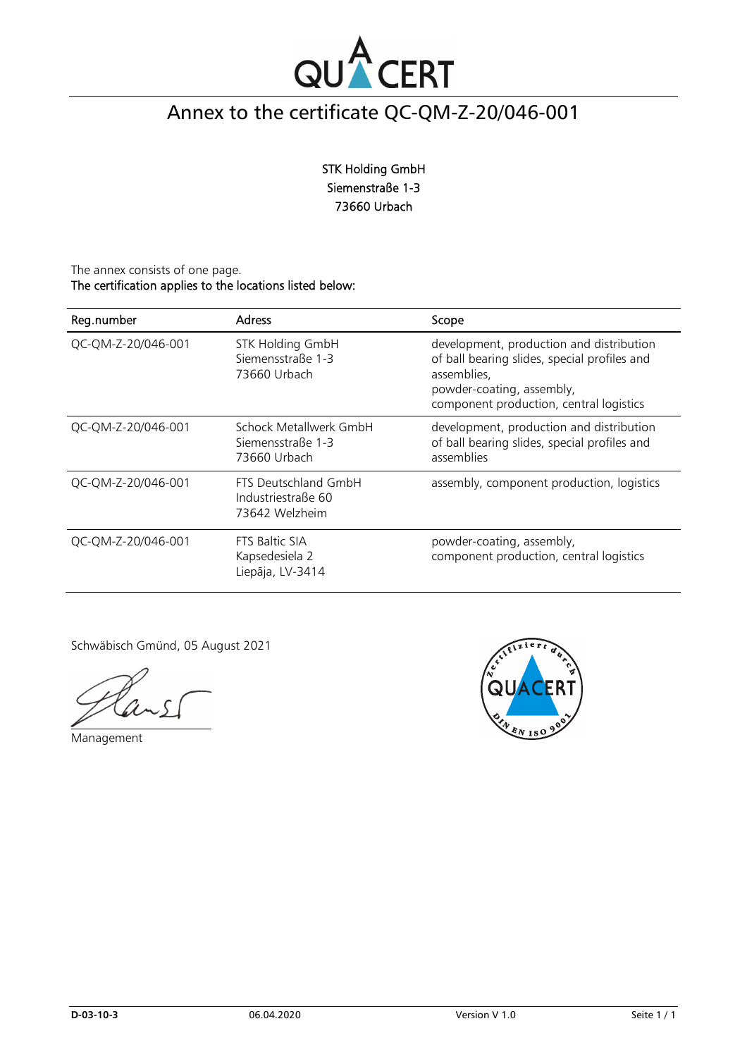QUACERT

# Annex to the certificate QC-QM-Z-20/046-001

STK Holding GmbH
Siemenstraße 1-3
73660 Urbach

The annex consists of one page.
The certification applies to the locations listed below:

| Reg.number | Adress | Scope |
|---|---|---|
| QC-QM-Z-20/046-001 | STK Holding GmbH<br>Siemensstraße 1-3<br>73660 Urbach | development, production and distribution of ball bearing slides, special profiles and assemblies,<br>powder-coating, assembly,<br>component production, central logistics |
| QC-QM-Z-20/046-001 | Schock Metallwerk GmbH<br>Siemensstraße 1-3<br>73660 Urbach | development, production and distribution of ball bearing slides, special profiles and assemblies |
| QC-QM-Z-20/046-001 | FTS Deutschland GmbH<br>Industriestraße 60<br>73642 Welzheim | assembly, component production, logistics |
| QC-QM-Z-20/046-001 | FTS Baltic SIA<br>Kapsedesiela 2<br>Liepāja, LV-3414 | powder-coating, assembly,<br>component production, central logistics |

Schwäbisch Gmünd, 05 August 2021

Management

zertifiziert durch QUACERT DIN EN ISO 9001

D-03-10-3 06.04.2020 Version V 1.0